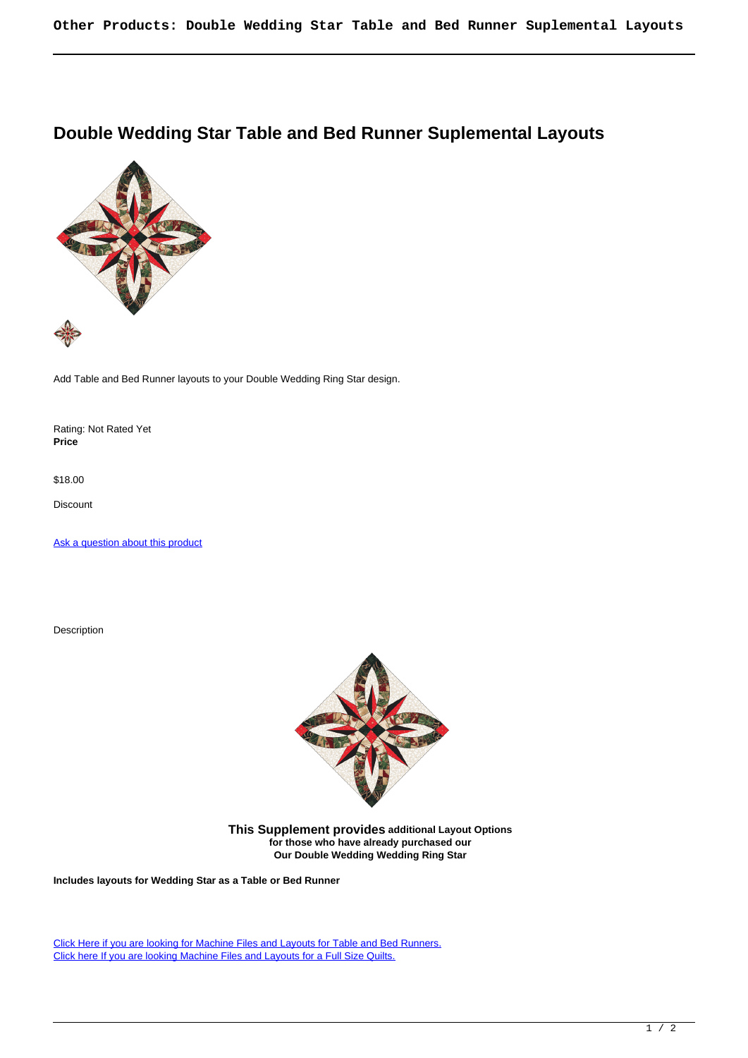# Double Wedding Star Table and Bed Runner Suplemental Layouts

Add Table and Bed Runner layouts to your Double Wedding Ring Star design.

Rating: Not Rated Yet
**Price**

$18.00

Discount

[Ask a question about this product]

Description

**This Supplement provides additional Layout Options**
**for those who have already purchased our**
**Our Double Wedding Wedding Ring Star**

**Includes layouts for Wedding Star as a Table or Bed Runner**

[Click Here if you are looking for Machine Files and Layouts for Table and Bed Runners.]
[Click here If you are looking Machine Files and Layouts for a Full Size Quilts.]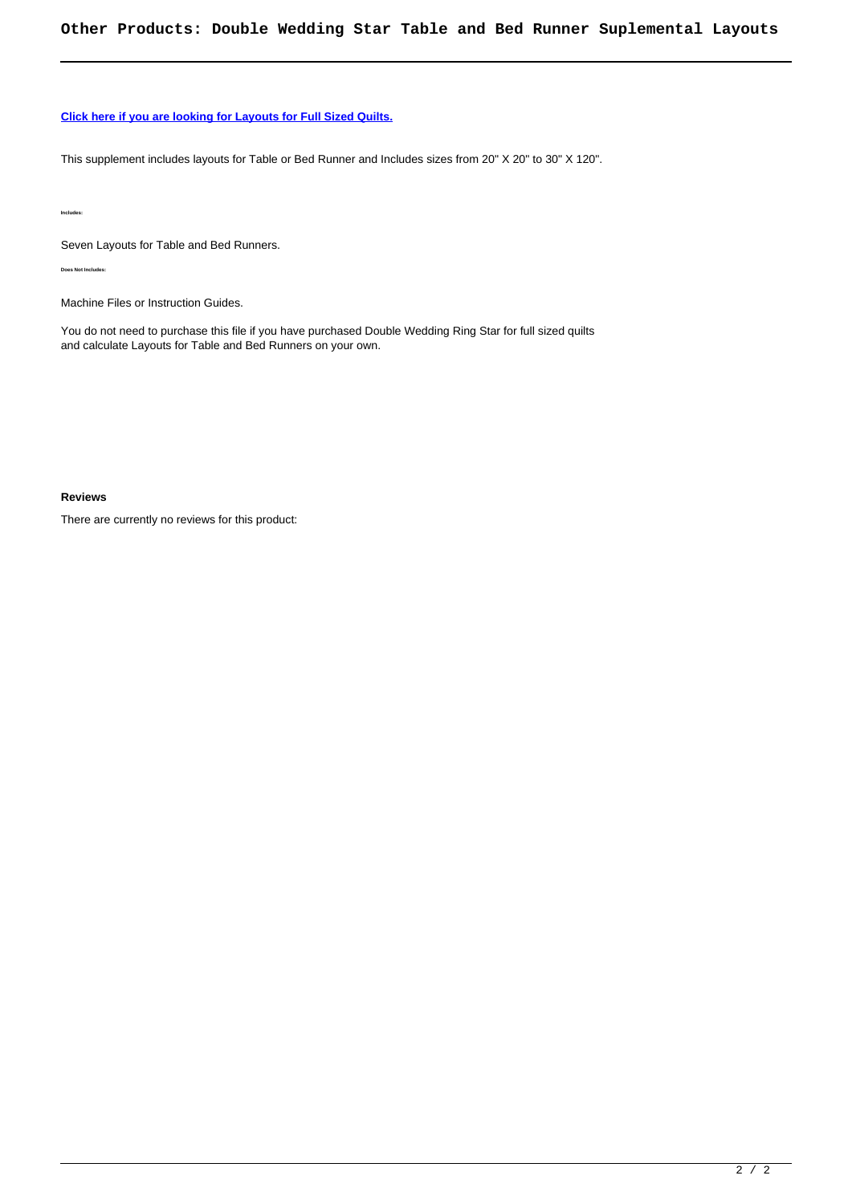# Other Products: Double Wedding Star Table and Bed Runner Suplemental Layouts

**Click here if you are looking for Layouts for Full Sized Quilts.**

This supplement includes layouts for Table or Bed Runner and Includes sizes from 20" X 20" to 30" X 120".

**Includes:**

Seven Layouts for Table and Bed Runners.

**Does Not Includes:**

Machine Files or Instruction Guides.

You do not need to purchase this file if you have purchased Double Wedding Ring Star for full sized quilts and calculate Layouts for Table and Bed Runners on your own.

**Reviews**

There are currently no reviews for this product: